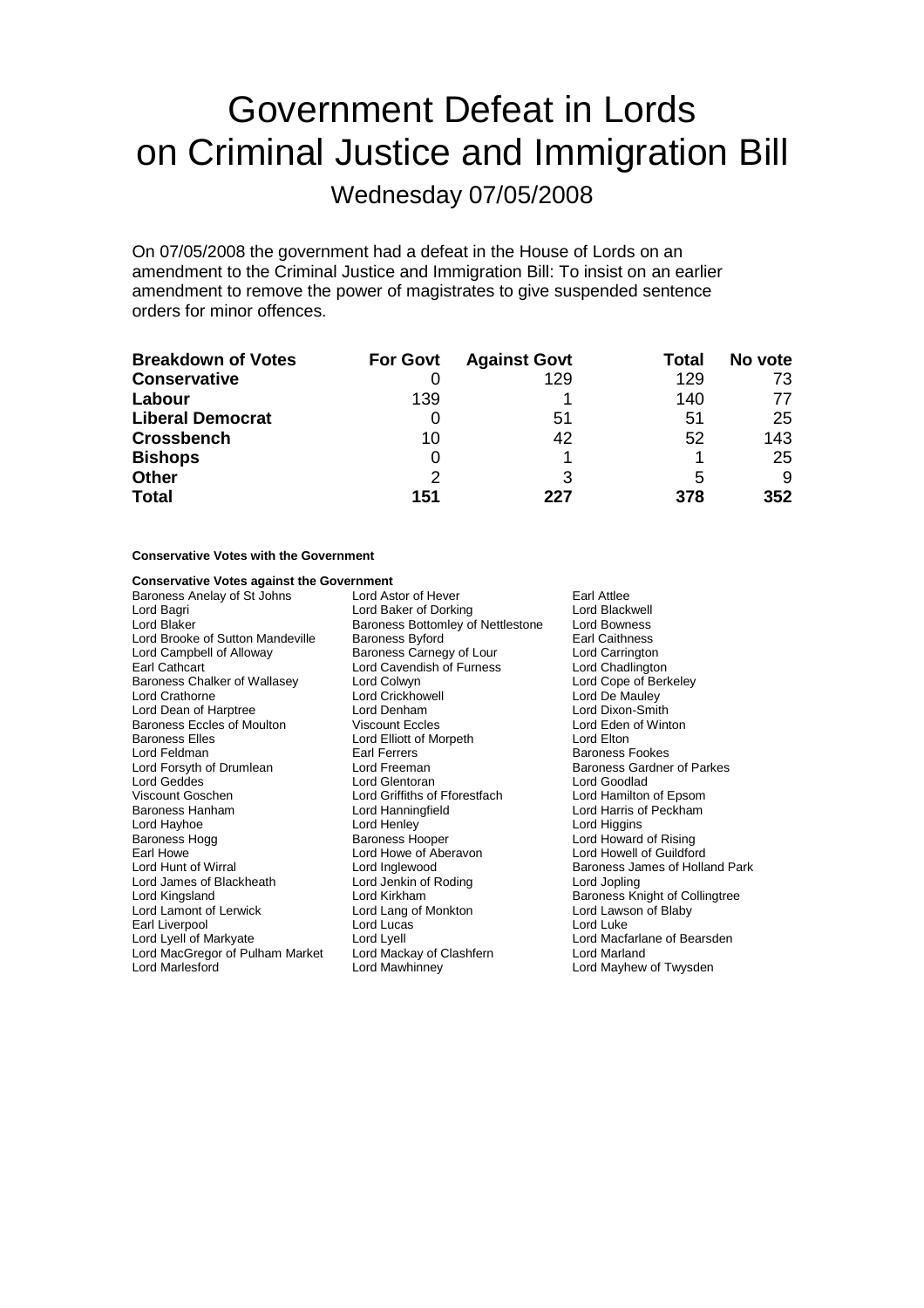# Government Defeat in Lords on Criminal Justice and Immigration Bill

## Wednesday 07/05/2008

On 07/05/2008 the government had a defeat in the House of Lords on an amendment to the Criminal Justice and Immigration Bill: To insist on an earlier amendment to remove the power of magistrates to give suspended sentence orders for minor offences.

| Breakdown of Votes | For Govt | Against Govt | Total | No vote |
|---|---|---|---|---|
| **Conservative** | 0 | 129 | 129 | 73 |
| **Labour** | 139 | 1 | 140 | 77 |
| **Liberal Democrat** | 0 | 51 | 51 | 25 |
| **Crossbench** | 10 | 42 | 52 | 143 |
| **Bishops** | 0 | 1 | 1 | 25 |
| **Other** | 2 | 3 | 5 | 9 |
| **Total** | **151** | **227** | **378** | **352** |

**Conservative Votes with the Government**

**Conservative Votes against the Government**

Baroness Anelay of St Johns
Lord Astor of Hever
Earl Attlee
Lord Bagri
Lord Baker of Dorking
Lord Blackwell
Lord Blaker
Baroness Bottomley of Nettlestone
Lord Bowness
Lord Brooke of Sutton Mandeville
Baroness Byford
Earl Caithness
Lord Campbell of Alloway
Baroness Carnegy of Lour
Lord Carrington
Earl Cathcart
Lord Cavendish of Furness
Lord Chadlington
Baroness Chalker of Wallasey
Lord Colwyn
Lord Cope of Berkeley
Lord Crathorne
Lord Crickhowell
Lord De Mauley
Lord Dean of Harptree
Lord Denham
Lord Dixon-Smith
Baroness Eccles of Moulton
Viscount Eccles
Lord Eden of Winton
Baroness Elles
Lord Elliott of Morpeth
Lord Elton
Lord Feldman
Earl Ferrers
Baroness Fookes
Lord Forsyth of Drumlean
Lord Freeman
Baroness Gardner of Parkes
Lord Geddes
Lord Glentoran
Lord Goodlad
Viscount Goschen
Lord Griffiths of Fforestfach
Lord Hamilton of Epsom
Baroness Hanham
Lord Hanningfield
Lord Harris of Peckham
Lord Hayhoe
Lord Henley
Lord Higgins
Baroness Hogg
Baroness Hooper
Lord Howard of Rising
Earl Howe
Lord Howe of Aberavon
Lord Howell of Guildford
Lord Hunt of Wirral
Lord Inglewood
Baroness James of Holland Park
Lord James of Blackheath
Lord Jenkin of Roding
Lord Jopling
Lord Kingsland
Lord Kirkham
Baroness Knight of Collingtree
Lord Lamont of Lerwick
Lord Lang of Monkton
Lord Lawson of Blaby
Earl Liverpool
Lord Lucas
Lord Luke
Lord Lyell of Markyate
Lord Lyell
Lord Macfarlane of Bearsden
Lord MacGregor of Pulham Market
Lord Mackay of Clashfern
Lord Marland
Lord Marlesford
Lord Mawhinney
Lord Mayhew of Twysden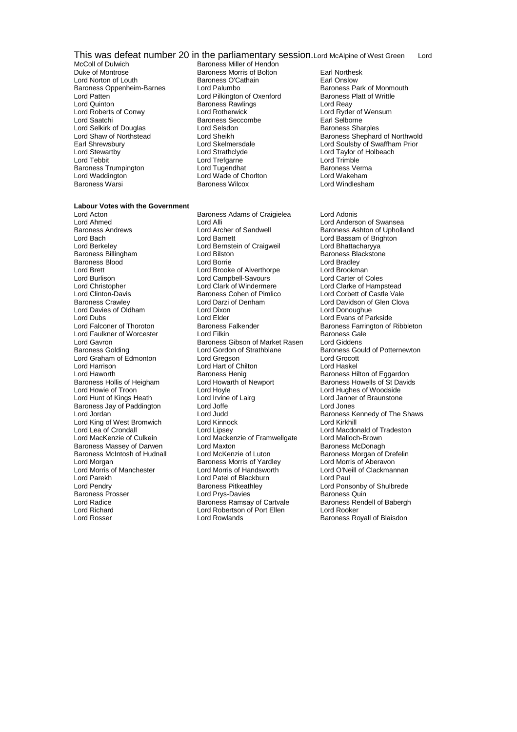This was defeat number 20 in the parliamentary session. Lord McAlpine of West Green Lord McColl of Dulwich Baroness Miller of Hendon

Duke of Montrose
Baroness Morris of Bolton
Earl Northesk
Lord Norton of Louth
Baroness O'Cathain
Earl Onslow
Baroness Oppenheim-Barnes
Lord Palumbo
Baroness Park of Monmouth
Lord Patten
Lord Pilkington of Oxenford
Baroness Platt of Writtle
Lord Quinton
Baroness Rawlings
Lord Reay
Lord Roberts of Conwy
Lord Rotherwick
Lord Ryder of Wensum
Lord Saatchi
Baroness Seccombe
Earl Selborne
Lord Selkirk of Douglas
Lord Selsdon
Baroness Sharples
Lord Shaw of Northstead
Lord Sheikh
Baroness Shephard of Northwold
Earl Shrewsbury
Lord Skelmersdale
Lord Soulsby of Swaffham Prior
Lord Stewartby
Lord Strathclyde
Lord Taylor of Holbeach
Lord Tebbit
Lord Trefgarne
Lord Trimble
Baroness Trumpington
Lord Tugendhat
Baroness Verma
Lord Waddington
Lord Wade of Chorlton
Lord Wakeham
Baroness Warsi
Baroness Wilcox
Lord Windlesham

**Labour Votes with the Government**

Lord Acton
Baroness Adams of Craigielea
Lord Adonis
Lord Ahmed
Lord Alli
Lord Anderson of Swansea
Baroness Andrews
Lord Archer of Sandwell
Baroness Ashton of Upholland
Lord Bach
Lord Barnett
Lord Bassam of Brighton
Lord Berkeley
Lord Bernstein of Craigweil
Lord Bhattacharyya
Baroness Billingham
Lord Bilston
Baroness Blackstone
Baroness Blood
Lord Borrie
Lord Bradley
Lord Brett
Lord Brooke of Alverthorpe
Lord Brookman
Lord Burlison
Lord Campbell-Savours
Lord Carter of Coles
Lord Christopher
Lord Clark of Windermere
Lord Clarke of Hampstead
Lord Clinton-Davis
Baroness Cohen of Pimlico
Lord Corbett of Castle Vale
Baroness Crawley
Lord Darzi of Denham
Lord Davidson of Glen Clova
Lord Davies of Oldham
Lord Dixon
Lord Donoughue
Lord Dubs
Lord Elder
Lord Evans of Parkside
Lord Falconer of Thoroton
Baroness Falkender
Baroness Farrington of Ribbleton
Lord Faulkner of Worcester
Lord Filkin
Baroness Gale
Lord Gavron
Baroness Gibson of Market Rasen
Lord Giddens
Baroness Golding
Lord Gordon of Strathblane
Baroness Gould of Potternewton
Lord Graham of Edmonton
Lord Gregson
Lord Grocott
Lord Harrison
Lord Hart of Chilton
Lord Haskel
Lord Haworth
Baroness Henig
Baroness Hilton of Eggardon
Baroness Hollis of Heigham
Lord Howarth of Newport
Baroness Howells of St Davids
Lord Howie of Troon
Lord Hoyle
Lord Hughes of Woodside
Lord Hunt of Kings Heath
Lord Irvine of Lairg
Lord Janner of Braunstone
Baroness Jay of Paddington
Lord Joffe
Lord Jones
Lord Jordan
Lord Judd
Baroness Kennedy of The Shaws
Lord King of West Bromwich
Lord Kinnock
Lord Kirkhill
Lord Lea of Crondall
Lord Lipsey
Lord Macdonald of Tradeston
Lord MacKenzie of Culkein
Lord Mackenzie of Framwellgate
Lord Malloch-Brown
Baroness Massey of Darwen
Lord Maxton
Baroness McDonagh
Baroness McIntosh of Hudnall
Lord McKenzie of Luton
Baroness Morgan of Drefelin
Lord Morgan
Baroness Morris of Yardley
Lord Morris of Aberavon
Lord Morris of Manchester
Lord Morris of Handsworth
Lord O'Neill of Clackmannan
Lord Parekh
Lord Patel of Blackburn
Lord Paul
Lord Pendry
Baroness Pitkeathley
Lord Ponsonby of Shulbrede
Baroness Prosser
Lord Prys-Davies
Baroness Quin
Lord Radice
Baroness Ramsay of Cartvale
Baroness Rendell of Babergh
Lord Richard
Lord Robertson of Port Ellen
Lord Rooker
Lord Rosser
Lord Rowlands
Baroness Royall of Blaisdon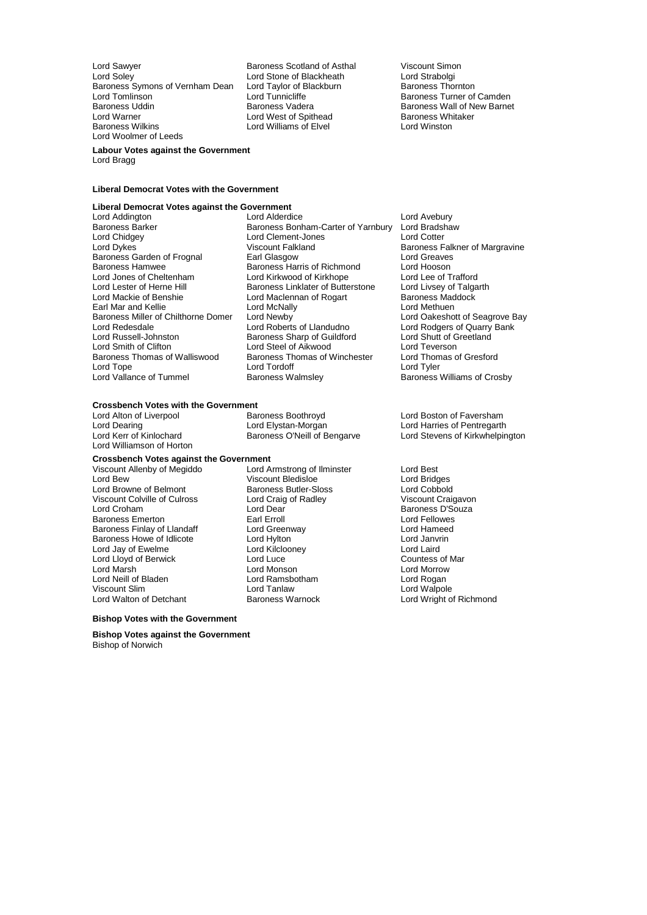Lord Sawyer
Baroness Scotland of Asthal
Viscount Simon
Lord Soley
Lord Stone of Blackheath
Lord Strabolgi
Baroness Symons of Vernham Dean
Lord Taylor of Blackburn
Baroness Thornton
Lord Tomlinson
Lord Tunnicliffe
Baroness Turner of Camden
Baroness Uddin
Baroness Vadera
Baroness Wall of New Barnet
Lord Warner
Lord West of Spithead
Baroness Whitaker
Baroness Wilkins
Lord Williams of Elvel
Lord Winston
Lord Woolmer of Leeds

**Labour Votes against the Government**

Lord Bragg

**Liberal Democrat Votes with the Government**

**Liberal Democrat Votes against the Government**

Lord Addington
Lord Alderdice
Lord Avebury
Baroness Barker
Baroness Bonham-Carter of Yarnbury
Lord Bradshaw
Lord Chidgey
Lord Clement-Jones
Lord Cotter
Lord Dykes
Viscount Falkland
Baroness Falkner of Margravine
Baroness Garden of Frognal
Earl Glasgow
Lord Greaves
Baroness Hamwee
Baroness Harris of Richmond
Lord Hooson
Lord Jones of Cheltenham
Lord Kirkwood of Kirkhope
Lord Lee of Trafford
Lord Lester of Herne Hill
Baroness Linklater of Butterstone
Lord Livsey of Talgarth
Lord Mackie of Benshie
Lord Maclennan of Rogart
Baroness Maddock
Earl Mar and Kellie
Lord McNally
Lord Methuen
Baroness Miller of Chilthorne Domer
Lord Newby
Lord Oakeshott of Seagrove Bay
Lord Redesdale
Lord Roberts of Llandudno
Lord Rodgers of Quarry Bank
Lord Russell-Johnston
Baroness Sharp of Guildford
Lord Shutt of Greetland
Lord Smith of Clifton
Lord Steel of Aikwood
Lord Teverson
Baroness Thomas of Walliswood
Baroness Thomas of Winchester
Lord Thomas of Gresford
Lord Tope
Lord Tordoff
Lord Tyler
Lord Vallance of Tummel
Baroness Walmsley
Baroness Williams of Crosby

**Crossbench Votes with the Government**

Lord Alton of Liverpool
Baroness Boothroyd
Lord Boston of Faversham
Lord Dearing
Lord Elystan-Morgan
Lord Harries of Pentregarth
Lord Kerr of Kinlochard
Baroness O'Neill of Bengarve
Lord Stevens of Kirkwhelpington
Lord Williamson of Horton

**Crossbench Votes against the Government**

Viscount Allenby of Megiddo
Lord Armstrong of Ilminster
Lord Best
Lord Bew
Viscount Bledisloe
Lord Bridges
Lord Browne of Belmont
Baroness Butler-Sloss
Lord Cobbold
Viscount Colville of Culross
Lord Craig of Radley
Viscount Craigavon
Lord Croham
Lord Dear
Baroness D'Souza
Baroness Emerton
Earl Erroll
Lord Fellowes
Baroness Finlay of Llandaff
Lord Greenway
Lord Hameed
Baroness Howe of Idlicote
Lord Hylton
Lord Janvrin
Lord Jay of Ewelme
Lord Kilclooney
Lord Laird
Lord Lloyd of Berwick
Lord Luce
Countess of Mar
Lord Marsh
Lord Monson
Lord Morrow
Lord Neill of Bladen
Lord Ramsbotham
Lord Rogan
Viscount Slim
Lord Tanlaw
Lord Walpole
Lord Walton of Detchant
Baroness Warnock
Lord Wright of Richmond

**Bishop Votes with the Government**

**Bishop Votes against the Government**

Bishop of Norwich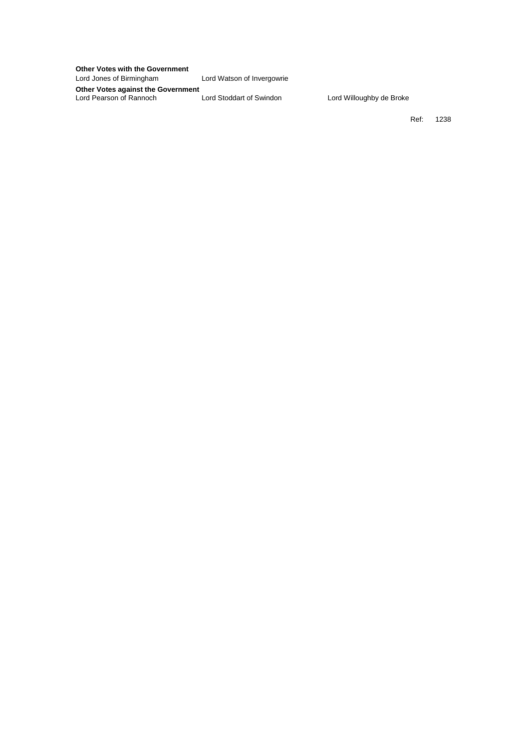**Other Votes with the Government**

| | |
|---|---|
| Lord Jones of Birmingham | Lord Watson of Invergowrie |

**Other Votes against the Government**

| | | |
|---|---|---|
| Lord Pearson of Rannoch | Lord Stoddart of Swindon | Lord Willoughby de Broke |

Ref: 1238